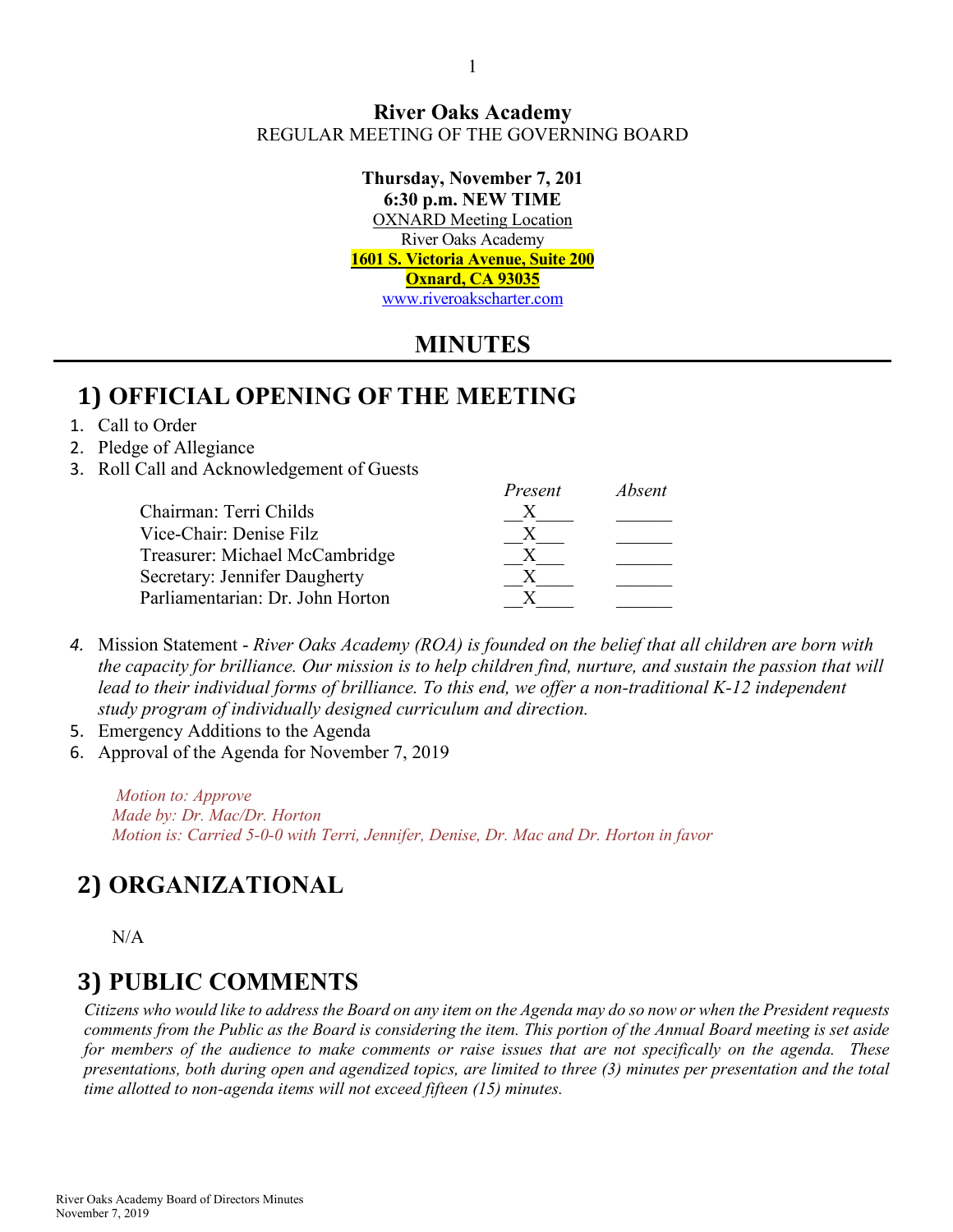**River Oaks Academy**
REGULAR MEETING OF THE GOVERNING BOARD

**Thursday, November 7, 201**
**6:30 p.m. NEW TIME**
OXNARD Meeting Location
River Oaks Academy
**1601 S. Victoria Avenue, Suite 200**
**Oxnard, CA 93035**
www.riveroakscharter.com

# MINUTES

## 1) OFFICIAL OPENING OF THE MEETING

1. Call to Order
2. Pledge of Allegiance
3. Roll Call and Acknowledgement of Guests

| | *Present* | *Absent* |
|---|---|---|
| Chairman: Terri Childs | X | |
| Vice-Chair: Denise Filz | X | |
| Treasurer: Michael McCambridge | X | |
| Secretary: Jennifer Daugherty | X | |
| Parliamentarian: Dr. John Horton | X | |

4. Mission Statement - *River Oaks Academy (ROA) is founded on the belief that all children are born with the capacity for brilliance. Our mission is to help children find, nurture, and sustain the passion that will lead to their individual forms of brilliance. To this end, we offer a non-traditional K-12 independent study program of individually designed curriculum and direction.*
5. Emergency Additions to the Agenda
6. Approval of the Agenda for November 7, 2019

*Motion to: Approve*
*Made by: Dr. Mac/Dr. Horton*
*Motion is: Carried 5-0-0 with Terri, Jennifer, Denise, Dr. Mac and Dr. Horton in favor*

## 2) ORGANIZATIONAL

N/A

## 3) PUBLIC COMMENTS

*Citizens who would like to address the Board on any item on the Agenda may do so now or when the President requests comments from the Public as the Board is considering the item. This portion of the Annual Board meeting is set aside for members of the audience to make comments or raise issues that are not specifically on the agenda. These presentations, both during open and agendized topics, are limited to three (3) minutes per presentation and the total time allotted to non-agenda items will not exceed fifteen (15) minutes.*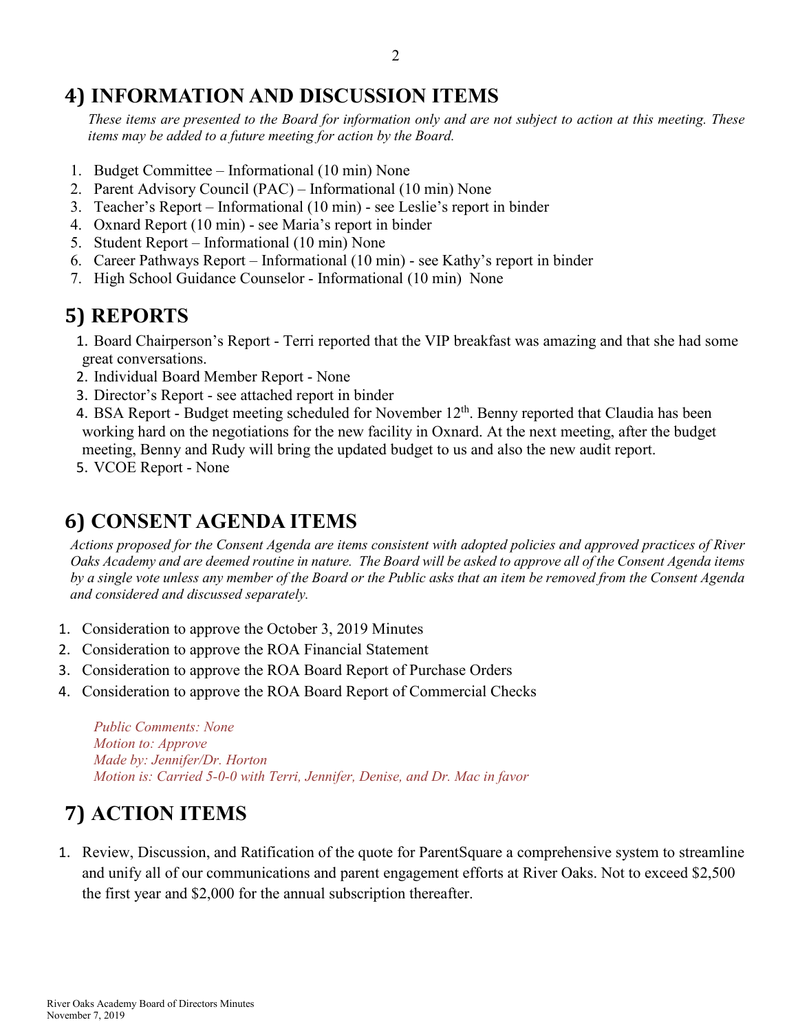## 4) INFORMATION AND DISCUSSION ITEMS

*These items are presented to the Board for information only and are not subject to action at this meeting. These items may be added to a future meeting for action by the Board.*

1. Budget Committee – Informational (10 min) None
2. Parent Advisory Council (PAC) – Informational (10 min) None
3. Teacher's Report – Informational (10 min) - see Leslie's report in binder
4. Oxnard Report (10 min) - see Maria's report in binder
5. Student Report – Informational (10 min) None
6. Career Pathways Report – Informational (10 min) - see Kathy's report in binder
7. High School Guidance Counselor - Informational (10 min) None

## 5) REPORTS

1. Board Chairperson's Report - Terri reported that the VIP breakfast was amazing and that she had some great conversations.
2. Individual Board Member Report - None
3. Director's Report - see attached report in binder
4. BSA Report - Budget meeting scheduled for November 12th. Benny reported that Claudia has been working hard on the negotiations for the new facility in Oxnard. At the next meeting, after the budget meeting, Benny and Rudy will bring the updated budget to us and also the new audit report.
5. VCOE Report - None

## 6) CONSENT AGENDA ITEMS

*Actions proposed for the Consent Agenda are items consistent with adopted policies and approved practices of River Oaks Academy and are deemed routine in nature. The Board will be asked to approve all of the Consent Agenda items by a single vote unless any member of the Board or the Public asks that an item be removed from the Consent Agenda and considered and discussed separately.*

1. Consideration to approve the October 3, 2019 Minutes
2. Consideration to approve the ROA Financial Statement
3. Consideration to approve the ROA Board Report of Purchase Orders
4. Consideration to approve the ROA Board Report of Commercial Checks

*Public Comments: None*
*Motion to: Approve*
*Made by: Jennifer/Dr. Horton*
*Motion is: Carried 5-0-0 with Terri, Jennifer, Denise, and Dr. Mac in favor*

## 7) ACTION ITEMS

1. Review, Discussion, and Ratification of the quote for ParentSquare a comprehensive system to streamline and unify all of our communications and parent engagement efforts at River Oaks. Not to exceed $2,500 the first year and $2,000 for the annual subscription thereafter.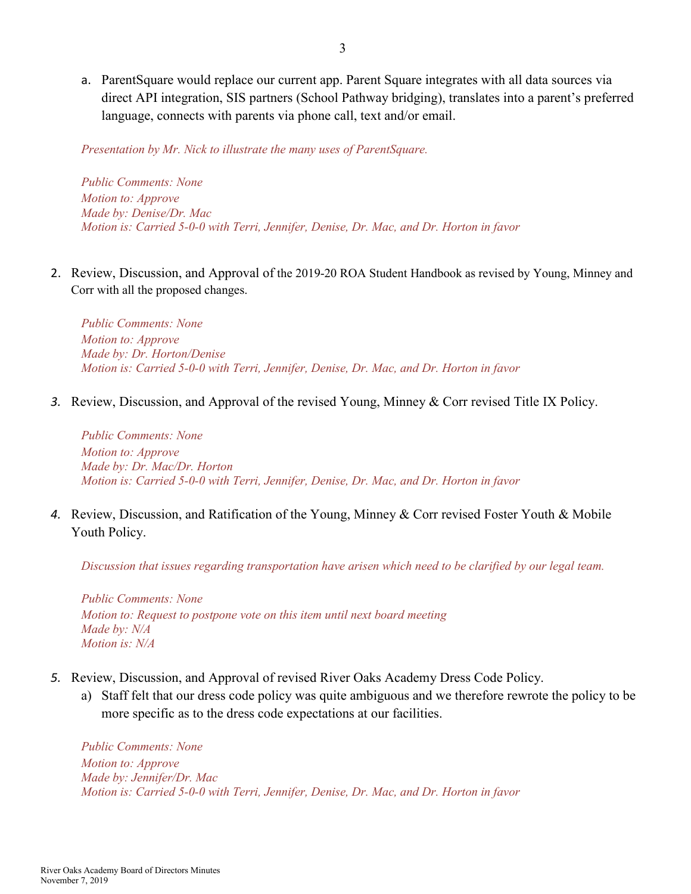a. ParentSquare would replace our current app. Parent Square integrates with all data sources via direct API integration, SIS partners (School Pathway bridging), translates into a parent's preferred language, connects with parents via phone call, text and/or email.

*Presentation by Mr. Nick to illustrate the many uses of ParentSquare.*

*Public Comments: None*
*Motion to: Approve*
*Made by: Denise/Dr. Mac*
*Motion is: Carried 5-0-0 with Terri, Jennifer, Denise, Dr. Mac, and Dr. Horton in favor*

2. Review, Discussion, and Approval of the 2019-20 ROA Student Handbook as revised by Young, Minney and Corr with all the proposed changes.

*Public Comments: None*
*Motion to: Approve*
*Made by: Dr. Horton/Denise*
*Motion is: Carried 5-0-0 with Terri, Jennifer, Denise, Dr. Mac, and Dr. Horton in favor*

3. Review, Discussion, and Approval of the revised Young, Minney & Corr revised Title IX Policy.

*Public Comments: None*
*Motion to: Approve*
*Made by: Dr. Mac/Dr. Horton*
*Motion is: Carried 5-0-0 with Terri, Jennifer, Denise, Dr. Mac, and Dr. Horton in favor*

4. Review, Discussion, and Ratification of the Young, Minney & Corr revised Foster Youth & Mobile Youth Policy.

*Discussion that issues regarding transportation have arisen which need to be clarified by our legal team.*

*Public Comments: None*
*Motion to: Request to postpone vote on this item until next board meeting*
*Made by: N/A*
*Motion is: N/A*

5. Review, Discussion, and Approval of revised River Oaks Academy Dress Code Policy.
   a) Staff felt that our dress code policy was quite ambiguous and we therefore rewrote the policy to be more specific as to the dress code expectations at our facilities.

*Public Comments: None*
*Motion to: Approve*
*Made by: Jennifer/Dr. Mac*
*Motion is: Carried 5-0-0 with Terri, Jennifer, Denise, Dr. Mac, and Dr. Horton in favor*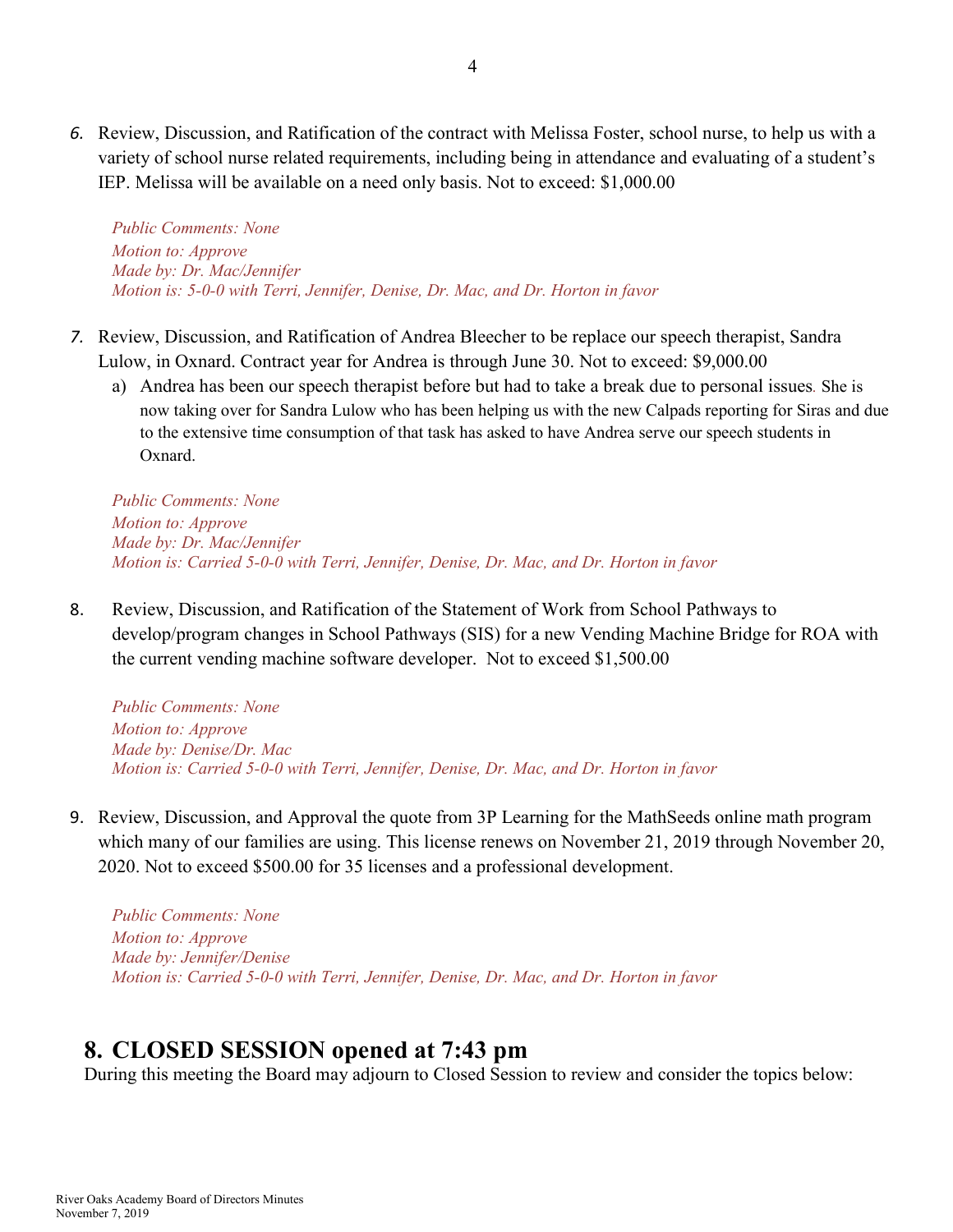6. Review, Discussion, and Ratification of the contract with Melissa Foster, school nurse, to help us with a variety of school nurse related requirements, including being in attendance and evaluating of a student's IEP. Melissa will be available on a need only basis. Not to exceed: $1,000.00

   *Public Comments: None*
   *Motion to: Approve*
   *Made by: Dr. Mac/Jennifer*
   *Motion is: 5-0-0 with Terri, Jennifer, Denise, Dr. Mac, and Dr. Horton in favor*

7. Review, Discussion, and Ratification of Andrea Bleecher to be replace our speech therapist, Sandra Lulow, in Oxnard. Contract year for Andrea is through June 30. Not to exceed: $9,000.00
   a) Andrea has been our speech therapist before but had to take a break due to personal issues. She is now taking over for Sandra Lulow who has been helping us with the new Calpads reporting for Siras and due to the extensive time consumption of that task has asked to have Andrea serve our speech students in Oxnard.

   *Public Comments: None*
   *Motion to: Approve*
   *Made by: Dr. Mac/Jennifer*
   *Motion is: Carried 5-0-0 with Terri, Jennifer, Denise, Dr. Mac, and Dr. Horton in favor*

8. Review, Discussion, and Ratification of the Statement of Work from School Pathways to develop/program changes in School Pathways (SIS) for a new Vending Machine Bridge for ROA with the current vending machine software developer. Not to exceed $1,500.00

   *Public Comments: None*
   *Motion to: Approve*
   *Made by: Denise/Dr. Mac*
   *Motion is: Carried 5-0-0 with Terri, Jennifer, Denise, Dr. Mac, and Dr. Horton in favor*

9. Review, Discussion, and Approval the quote from 3P Learning for the MathSeeds online math program which many of our families are using. This license renews on November 21, 2019 through November 20, 2020. Not to exceed $500.00 for 35 licenses and a professional development.

   *Public Comments: None*
   *Motion to: Approve*
   *Made by: Jennifer/Denise*
   *Motion is: Carried 5-0-0 with Terri, Jennifer, Denise, Dr. Mac, and Dr. Horton in favor*

## 8. CLOSED SESSION opened at 7:43 pm

During this meeting the Board may adjourn to Closed Session to review and consider the topics below: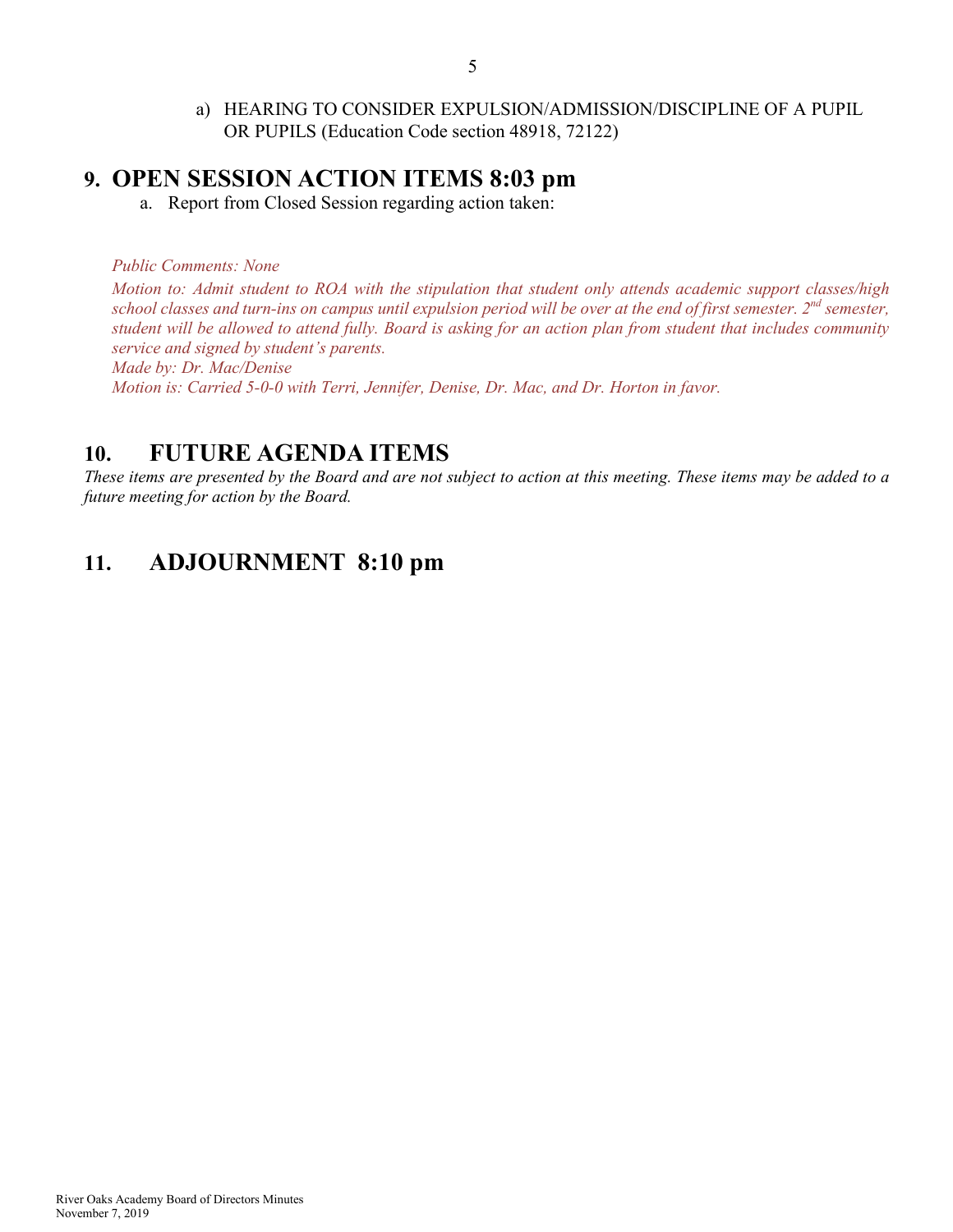a) HEARING TO CONSIDER EXPULSION/ADMISSION/DISCIPLINE OF A PUPIL OR PUPILS (Education Code section 48918, 72122)

## 9. OPEN SESSION ACTION ITEMS 8:03 pm

a. Report from Closed Session regarding action taken:

*Public Comments: None*

*Motion to: Admit student to ROA with the stipulation that student only attends academic support classes/high school classes and turn-ins on campus until expulsion period will be over at the end of first semester. 2nd semester, student will be allowed to attend fully. Board is asking for an action plan from student that includes community service and signed by student's parents.*

*Made by: Dr. Mac/Denise*

*Motion is: Carried 5-0-0 with Terri, Jennifer, Denise, Dr. Mac, and Dr. Horton in favor.*

## 10. FUTURE AGENDA ITEMS

*These items are presented by the Board and are not subject to action at this meeting. These items may be added to a future meeting for action by the Board.*

## 11. ADJOURNMENT 8:10 pm